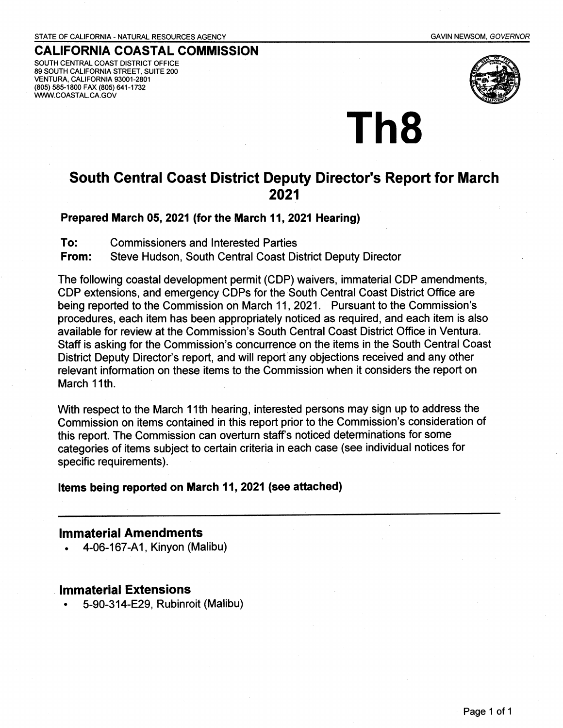STATE OF CALIFORNIA - NATURAL RESOURCES AGENCY

GAVIN NEWSOM, *GOVERNOR*

# CALIFORNIA COASTAL COMMISSION

SOUTH CENTRAL COAST DISTRICT OFFICE
89 SOUTH CALIFORNIA STREET, SUITE 200
VENTURA, CALIFORNIA 93001-2801
(805) 585-1800 FAX (805) 641-1732
WWW.COASTAL.CA.GOV

# Th8

## South Central Coast District Deputy Director's Report for March 2021

**Prepared March 05, 2021 (for the March 11, 2021 Hearing)**

**To:** Commissioners and Interested Parties
**From:** Steve Hudson, South Central Coast District Deputy Director

The following coastal development permit (CDP) waivers, immaterial CDP amendments, CDP extensions, and emergency CDPs for the South Central Coast District Office are being reported to the Commission on March 11, 2021. Pursuant to the Commission's procedures, each item has been appropriately noticed as required, and each item is also available for review at the Commission's South Central Coast District Office in Ventura. Staff is asking for the Commission's concurrence on the items in the South Central Coast District Deputy Director's report, and will report any objections received and any other relevant information on these items to the Commission when it considers the report on March 11th.

With respect to the March 11th hearing, interested persons may sign up to address the Commission on items contained in this report prior to the Commission's consideration of this report. The Commission can overturn staff's noticed determinations for some categories of items subject to certain criteria in each case (see individual notices for specific requirements).

**Items being reported on March 11, 2021 (see attached)**

---

### Immaterial Amendments

- 4-06-167-A1, Kinyon (Malibu)

### Immaterial Extensions

- 5-90-314-E29, Rubinroit (Malibu)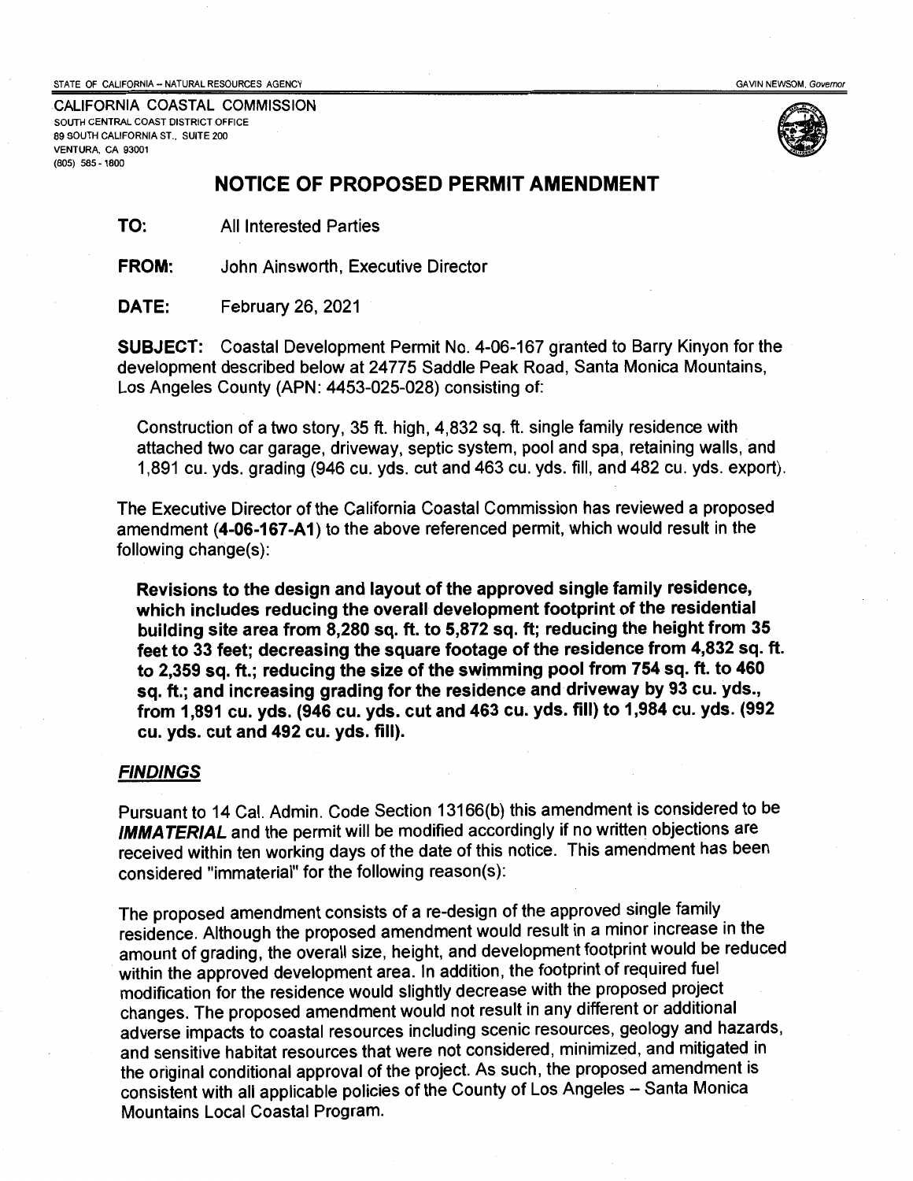STATE OF CALIFORNIA – NATURAL RESOURCES AGENCY

GAVIN NEWSOM, *Governor*

CALIFORNIA COASTAL COMMISSION
SOUTH CENTRAL COAST DISTRICT OFFICE
89 SOUTH CALIFORNIA ST., SUITE 200
VENTURA, CA 93001
(805) 585 - 1800

# NOTICE OF PROPOSED PERMIT AMENDMENT

**TO:** All Interested Parties

**FROM:** John Ainsworth, Executive Director

**DATE:** February 26, 2021

**SUBJECT:** Coastal Development Permit No. 4-06-167 granted to Barry Kinyon for the development described below at 24775 Saddle Peak Road, Santa Monica Mountains, Los Angeles County (APN: 4453-025-028) consisting of:

Construction of a two story, 35 ft. high, 4,832 sq. ft. single family residence with attached two car garage, driveway, septic system, pool and spa, retaining walls, and 1,891 cu. yds. grading (946 cu. yds. cut and 463 cu. yds. fill, and 482 cu. yds. export).

The Executive Director of the California Coastal Commission has reviewed a proposed amendment (**4-06-167-A1**) to the above referenced permit, which would result in the following change(s):

**Revisions to the design and layout of the approved single family residence, which includes reducing the overall development footprint of the residential building site area from 8,280 sq. ft. to 5,872 sq. ft; reducing the height from 35 feet to 33 feet; decreasing the square footage of the residence from 4,832 sq. ft. to 2,359 sq. ft.; reducing the size of the swimming pool from 754 sq. ft. to 460 sq. ft.; and increasing grading for the residence and driveway by 93 cu. yds., from 1,891 cu. yds. (946 cu. yds. cut and 463 cu. yds. fill) to 1,984 cu. yds. (992 cu. yds. cut and 492 cu. yds. fill).**

## *FINDINGS*

Pursuant to 14 Cal. Admin. Code Section 13166(b) this amendment is considered to be ***IMMATERIAL*** and the permit will be modified accordingly if no written objections are received within ten working days of the date of this notice. This amendment has been considered "immaterial" for the following reason(s):

The proposed amendment consists of a re-design of the approved single family residence. Although the proposed amendment would result in a minor increase in the amount of grading, the overall size, height, and development footprint would be reduced within the approved development area. In addition, the footprint of required fuel modification for the residence would slightly decrease with the proposed project changes. The proposed amendment would not result in any different or additional adverse impacts to coastal resources including scenic resources, geology and hazards, and sensitive habitat resources that were not considered, minimized, and mitigated in the original conditional approval of the project. As such, the proposed amendment is consistent with all applicable policies of the County of Los Angeles – Santa Monica Mountains Local Coastal Program.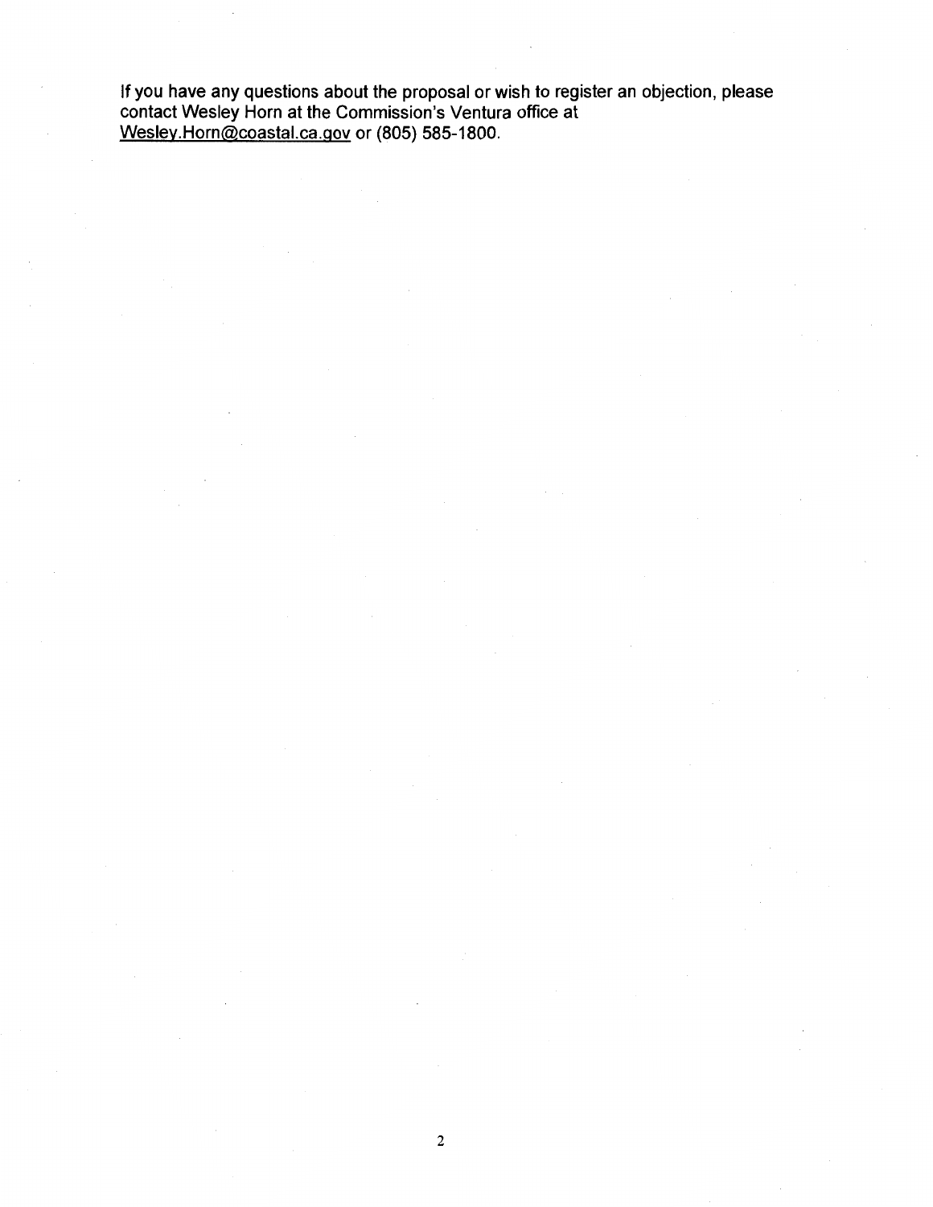If you have any questions about the proposal or wish to register an objection, please contact Wesley Horn at the Commission's Ventura office at Wesley.Horn@coastal.ca.gov or (805) 585-1800.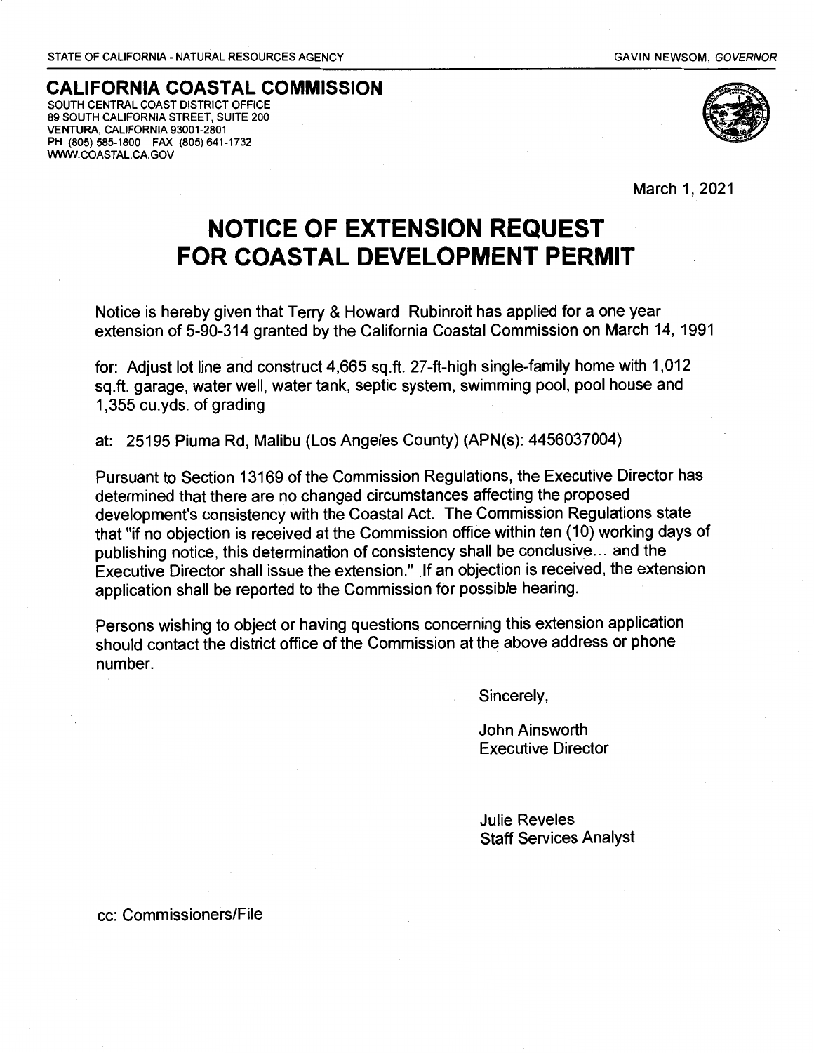STATE OF CALIFORNIA - NATURAL RESOURCES AGENCY

GAVIN NEWSOM, *GOVERNOR*

**CALIFORNIA COASTAL COMMISSION**
SOUTH CENTRAL COAST DISTRICT OFFICE
89 SOUTH CALIFORNIA STREET, SUITE 200
VENTURA, CALIFORNIA 93001-2801
PH (805) 585-1800 FAX (805) 641-1732
WWW.COASTAL.CA.GOV

March 1, 2021

# NOTICE OF EXTENSION REQUEST FOR COASTAL DEVELOPMENT PERMIT

Notice is hereby given that Terry & Howard Rubinroit has applied for a one year extension of 5-90-314 granted by the California Coastal Commission on March 14, 1991

for: Adjust lot line and construct 4,665 sq.ft. 27-ft-high single-family home with 1,012 sq.ft. garage, water well, water tank, septic system, swimming pool, pool house and 1,355 cu.yds. of grading

at: 25195 Piuma Rd, Malibu (Los Angeles County) (APN(s): 4456037004)

Pursuant to Section 13169 of the Commission Regulations, the Executive Director has determined that there are no changed circumstances affecting the proposed development's consistency with the Coastal Act. The Commission Regulations state that "if no objection is received at the Commission office within ten (10) working days of publishing notice, this determination of consistency shall be conclusive... and the Executive Director shall issue the extension." If an objection is received, the extension application shall be reported to the Commission for possible hearing.

Persons wishing to object or having questions concerning this extension application should contact the district office of the Commission at the above address or phone number.

Sincerely,

John Ainsworth
Executive Director

Julie Reveles
Staff Services Analyst

cc: Commissioners/File